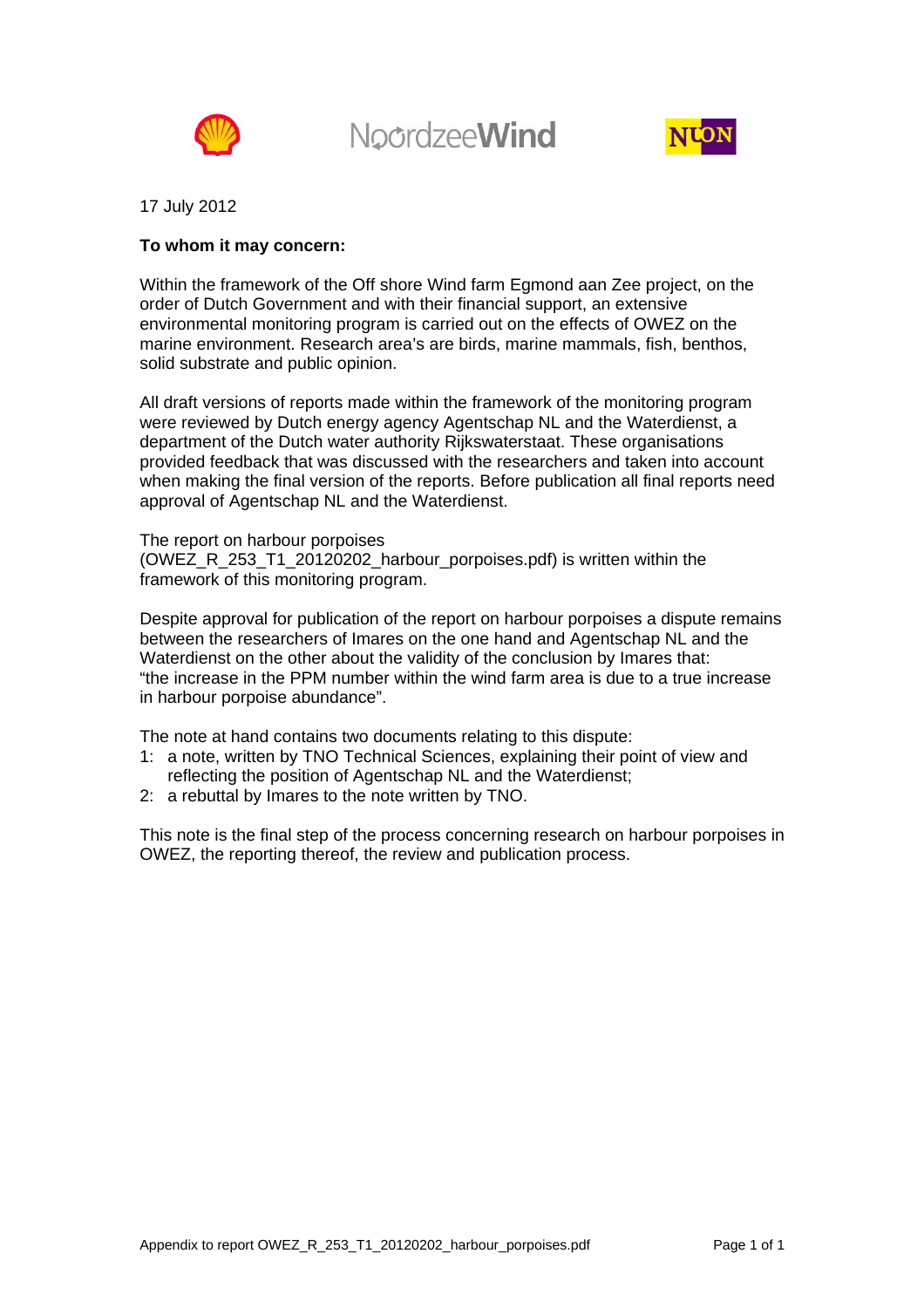NoordzeeWind

17 July 2012

**To whom it may concern:**

Within the framework of the Off shore Wind farm Egmond aan Zee project, on the order of Dutch Government and with their financial support, an extensive environmental monitoring program is carried out on the effects of OWEZ on the marine environment. Research area's are birds, marine mammals, fish, benthos, solid substrate and public opinion.

All draft versions of reports made within the framework of the monitoring program were reviewed by Dutch energy agency Agentschap NL and the Waterdienst, a department of the Dutch water authority Rijkswaterstaat. These organisations provided feedback that was discussed with the researchers and taken into account when making the final version of the reports. Before publication all final reports need approval of Agentschap NL and the Waterdienst.

The report on harbour porpoises (OWEZ_R_253_T1_20120202_harbour_porpoises.pdf) is written within the framework of this monitoring program.

Despite approval for publication of the report on harbour porpoises a dispute remains between the researchers of Imares on the one hand and Agentschap NL and the Waterdienst on the other about the validity of the conclusion by Imares that: "the increase in the PPM number within the wind farm area is due to a true increase in harbour porpoise abundance".

The note at hand contains two documents relating to this dispute:

1: a note, written by TNO Technical Sciences, explaining their point of view and reflecting the position of Agentschap NL and the Waterdienst;
2: a rebuttal by Imares to the note written by TNO.

This note is the final step of the process concerning research on harbour porpoises in OWEZ, the reporting thereof, the review and publication process.

Appendix to report OWEZ_R_253_T1_20120202_harbour_porpoises.pdf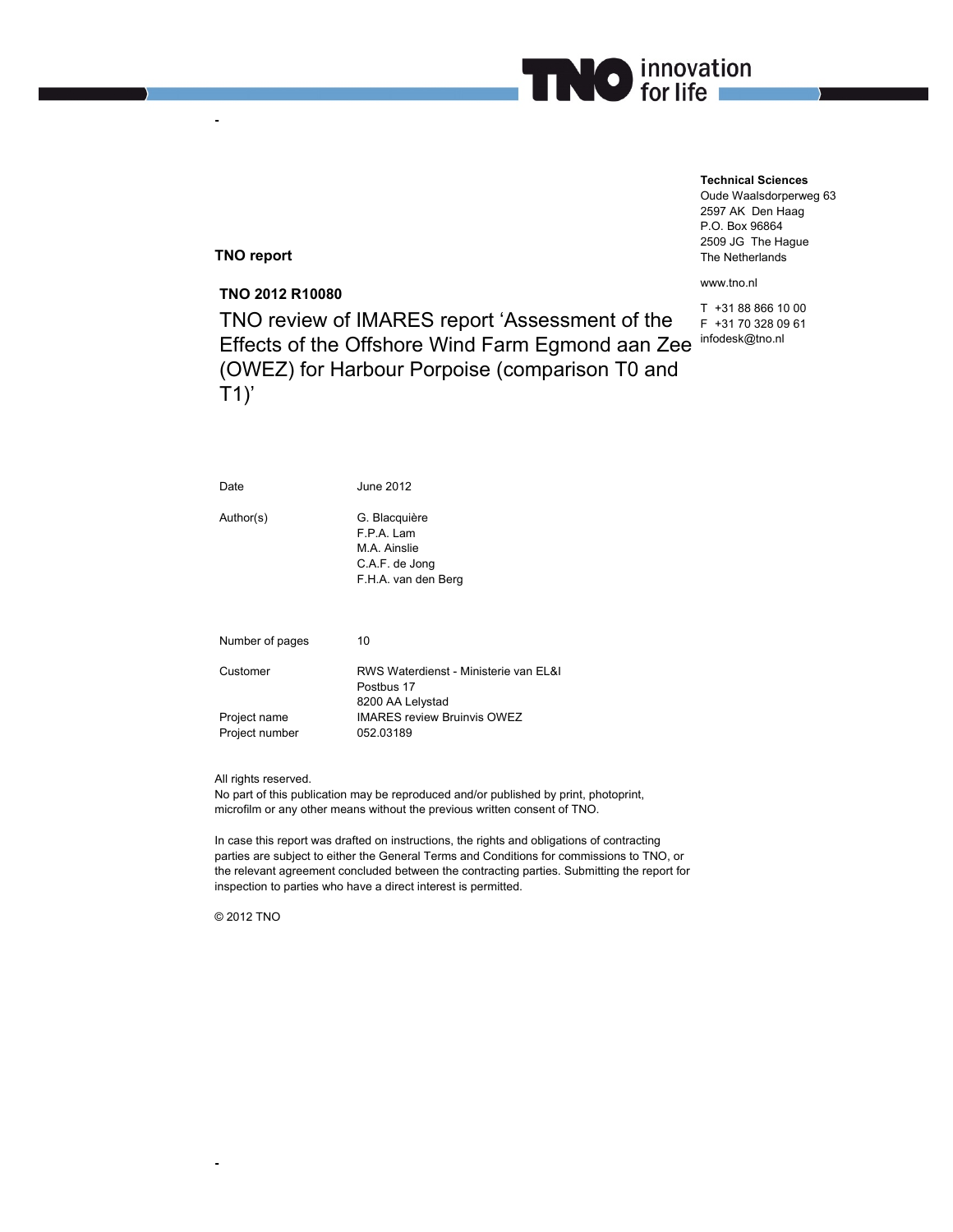**TNO report**

**TNO 2012 R10080**

# TNO review of IMARES report 'Assessment of the Effects of the Offshore Wind Farm Egmond aan Zee (OWEZ) for Harbour Porpoise (comparison T0 and T1)'

**Technical Sciences**
Oude Waalsdorperweg 63
2597 AK Den Haag
P.O. Box 96864
2509 JG The Hague
The Netherlands

www.tno.nl

T +31 88 866 10 00
F +31 70 328 09 61
infodesk@tno.nl

| | |
|---|---|
| Date | June 2012 |
| Author(s) | G. Blacquière<br>F.P.A. Lam<br>M.A. Ainslie<br>C.A.F. de Jong<br>F.H.A. van den Berg |
| Number of pages | 10 |
| Customer | RWS Waterdienst - Ministerie van EL&I<br>Postbus 17<br>8200 AA Lelystad |
| Project name | IMARES review Bruinvis OWEZ |
| Project number | 052.03189 |

All rights reserved.
No part of this publication may be reproduced and/or published by print, photoprint, microfilm or any other means without the previous written consent of TNO.

In case this report was drafted on instructions, the rights and obligations of contracting parties are subject to either the General Terms and Conditions for commissions to TNO, or the relevant agreement concluded between the contracting parties. Submitting the report for inspection to parties who have a direct interest is permitted.

© 2012 TNO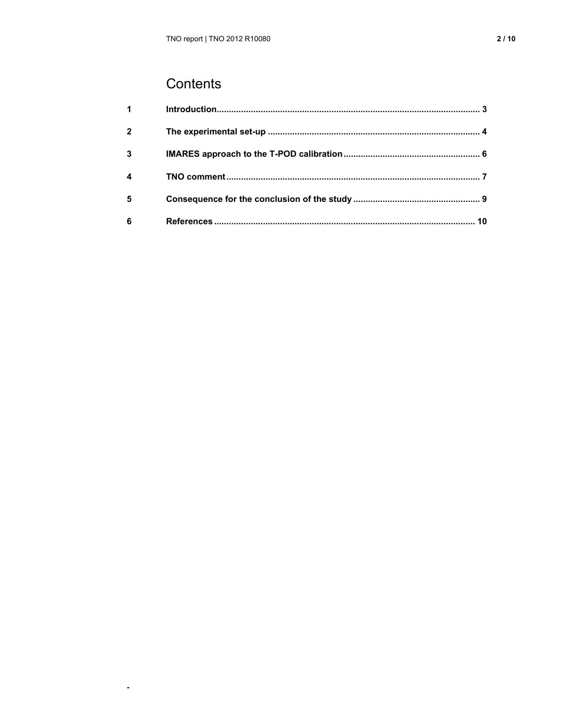# Contents

| | | |
|---|---|---|
| **1** | **Introduction** | **3** |
| **2** | **The experimental set-up** | **4** |
| **3** | **IMARES approach to the T-POD calibration** | **6** |
| **4** | **TNO comment** | **7** |
| **5** | **Consequence for the conclusion of the study** | **9** |
| **6** | **References** | **10** |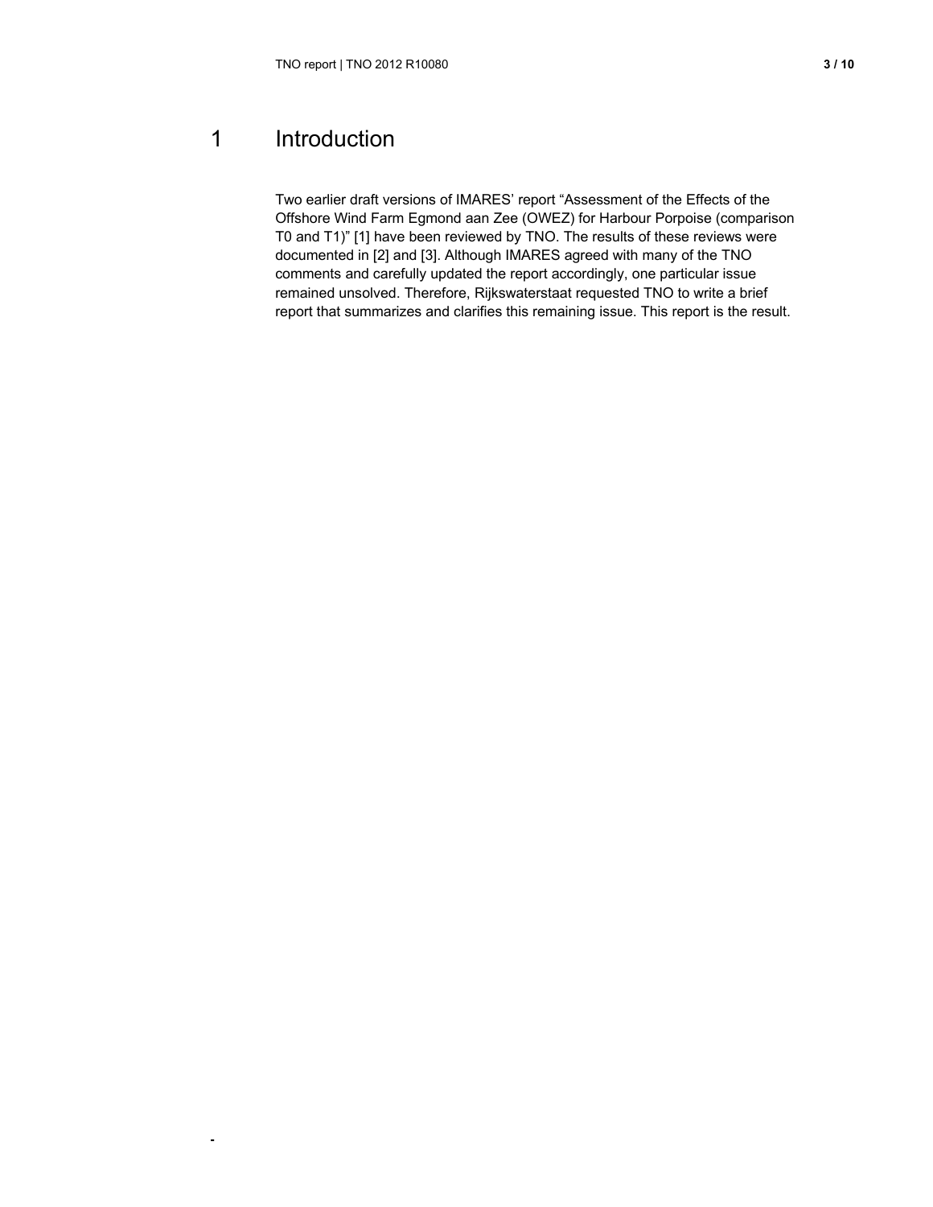# 1 Introduction

Two earlier draft versions of IMARES' report "Assessment of the Effects of the Offshore Wind Farm Egmond aan Zee (OWEZ) for Harbour Porpoise (comparison T0 and T1)" [1] have been reviewed by TNO. The results of these reviews were documented in [2] and [3]. Although IMARES agreed with many of the TNO comments and carefully updated the report accordingly, one particular issue remained unsolved. Therefore, Rijkswaterstaat requested TNO to write a brief report that summarizes and clarifies this remaining issue. This report is the result.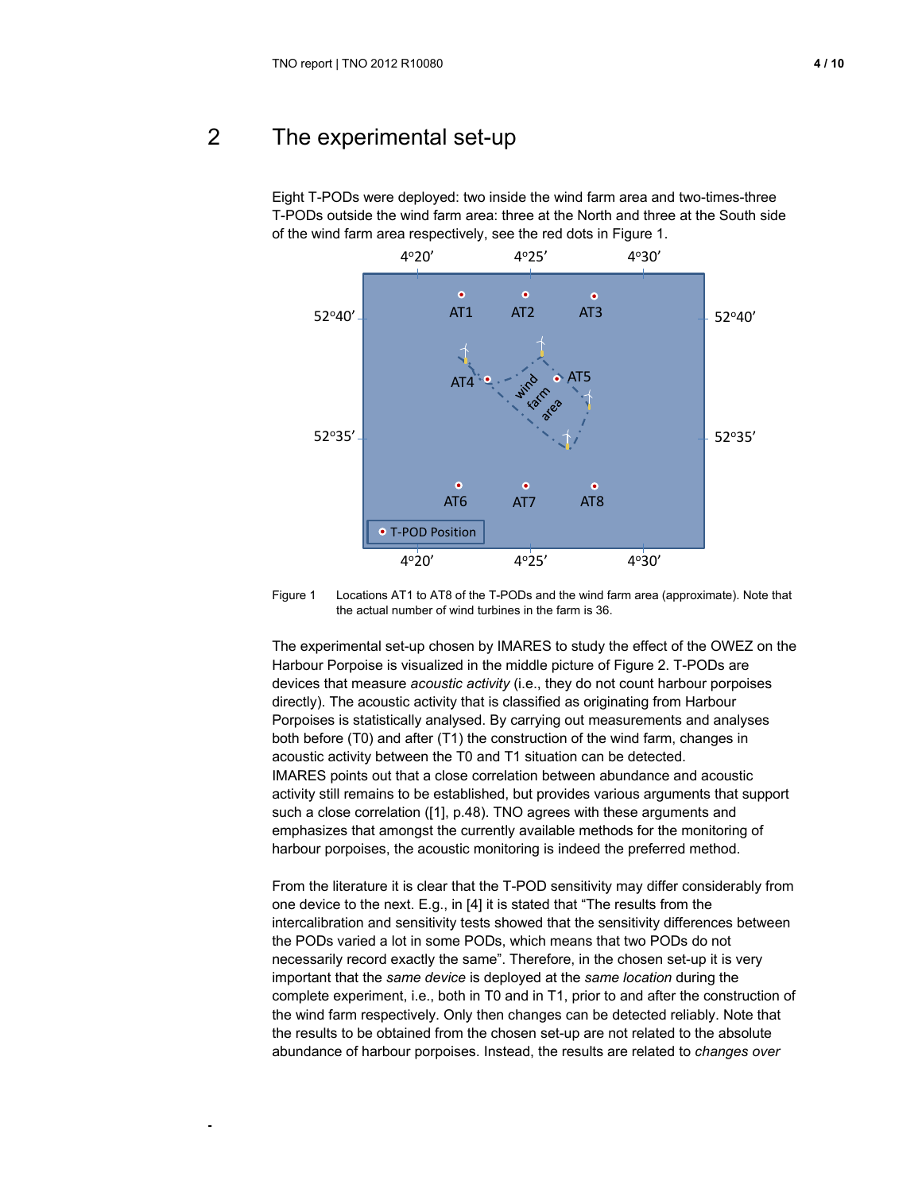## 2 The experimental set-up

Eight T-PODs were deployed: two inside the wind farm area and two-times-three T-PODs outside the wind farm area: three at the North and three at the South side of the wind farm area respectively, see the red dots in Figure 1.

Figure 1 Locations AT1 to AT8 of the T-PODs and the wind farm area (approximate). Note that the actual number of wind turbines in the farm is 36.

The experimental set-up chosen by IMARES to study the effect of the OWEZ on the Harbour Porpoise is visualized in the middle picture of Figure 2. T-PODs are devices that measure *acoustic activity* (i.e., they do not count harbour porpoises directly). The acoustic activity that is classified as originating from Harbour Porpoises is statistically analysed. By carrying out measurements and analyses both before (T0) and after (T1) the construction of the wind farm, changes in acoustic activity between the T0 and T1 situation can be detected.
IMARES points out that a close correlation between abundance and acoustic activity still remains to be established, but provides various arguments that support such a close correlation ([1], p.48). TNO agrees with these arguments and emphasizes that amongst the currently available methods for the monitoring of harbour porpoises, the acoustic monitoring is indeed the preferred method.

From the literature it is clear that the T-POD sensitivity may differ considerably from one device to the next. E.g., in [4] it is stated that "The results from the intercalibration and sensitivity tests showed that the sensitivity differences between the PODs varied a lot in some PODs, which means that two PODs do not necessarily record exactly the same". Therefore, in the chosen set-up it is very important that the *same device* is deployed at the *same location* during the complete experiment, i.e., both in T0 and in T1, prior to and after the construction of the wind farm respectively. Only then changes can be detected reliably. Note that the results to be obtained from the chosen set-up are not related to the absolute abundance of harbour porpoises. Instead, the results are related to *changes over*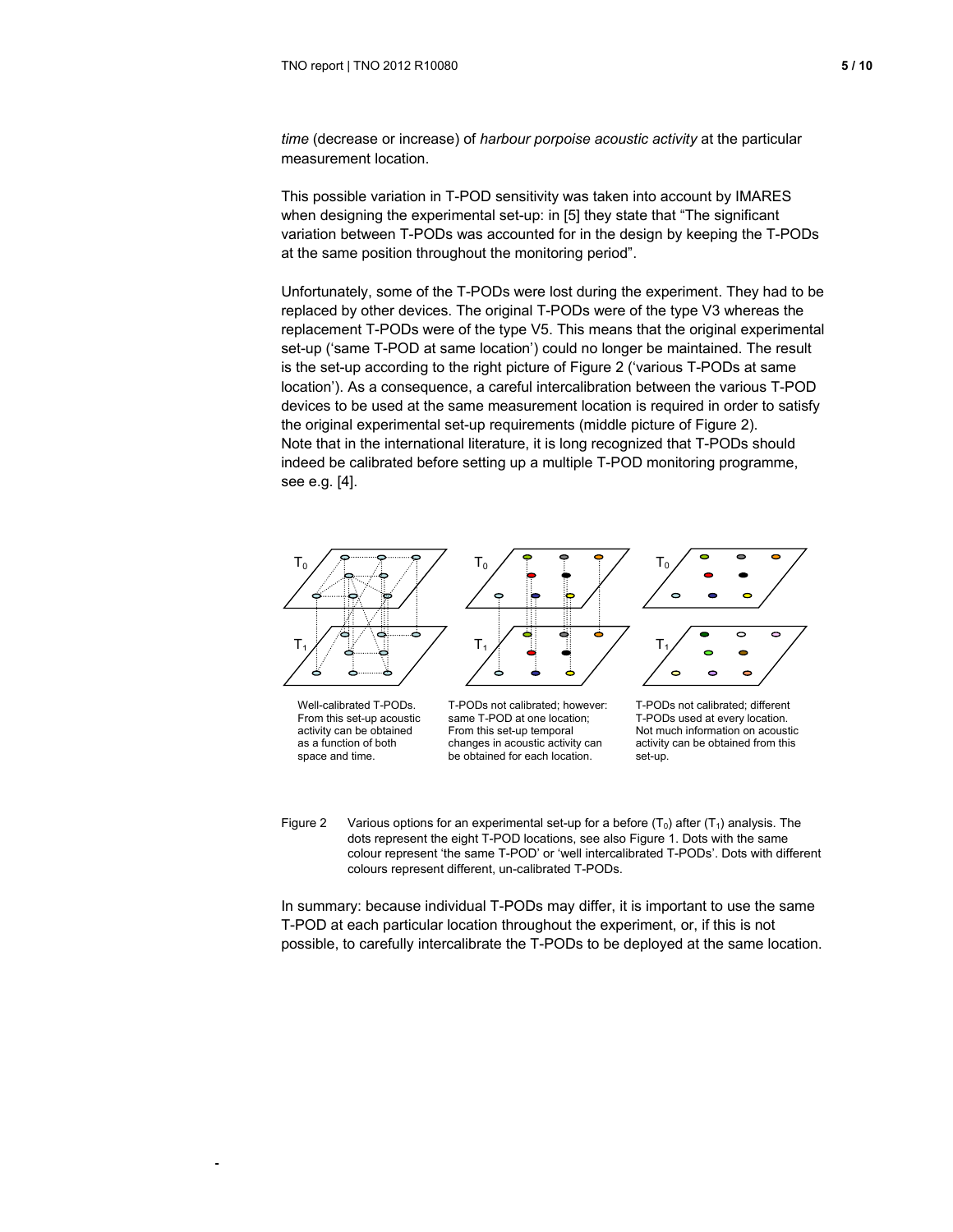*time* (decrease or increase) of *harbour porpoise acoustic activity* at the particular measurement location.

This possible variation in T-POD sensitivity was taken into account by IMARES when designing the experimental set-up: in [5] they state that “The significant variation between T-PODs was accounted for in the design by keeping the T-PODs at the same position throughout the monitoring period”.

Unfortunately, some of the T-PODs were lost during the experiment. They had to be replaced by other devices. The original T-PODs were of the type V3 whereas the replacement T-PODs were of the type V5. This means that the original experimental set-up (‘same T-POD at same location’) could no longer be maintained. The result is the set-up according to the right picture of Figure 2 (‘various T-PODs at same location’). As a consequence, a careful intercalibration between the various T-POD devices to be used at the same measurement location is required in order to satisfy the original experimental set-up requirements (middle picture of Figure 2).
Note that in the international literature, it is long recognized that T-PODs should indeed be calibrated before setting up a multiple T-POD monitoring programme, see e.g. [4].

$T_0$ $T_1$

Well-calibrated T-PODs. From this set-up acoustic activity can be obtained as a function of both space and time.

T-PODs not calibrated; however: same T-POD at one location; From this set-up temporal changes in acoustic activity can be obtained for each location.

T-PODs not calibrated; different T-PODs used at every location. Not much information on acoustic activity can be obtained from this set-up.

Figure 2 Various options for an experimental set-up for a before ($T_0$) after ($T_1$) analysis. The dots represent the eight T-POD locations, see also Figure 1. Dots with the same colour represent ‘the same T-POD’ or ‘well intercalibrated T-PODs’. Dots with different colours represent different, un-calibrated T-PODs.

In summary: because individual T-PODs may differ, it is important to use the same T-POD at each particular location throughout the experiment, or, if this is not possible, to carefully intercalibrate the T-PODs to be deployed at the same location.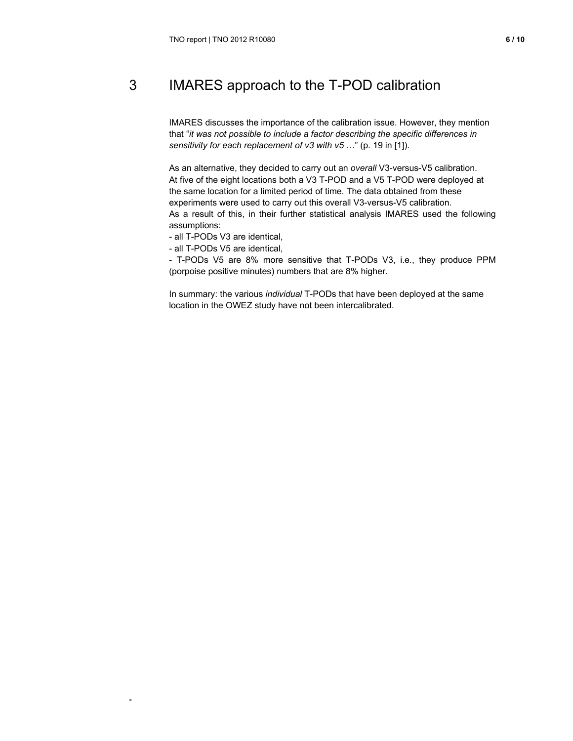# 3 IMARES approach to the T-POD calibration

IMARES discusses the importance of the calibration issue. However, they mention that "*it was not possible to include a factor describing the specific differences in sensitivity for each replacement of v3 with v5* …" (p. 19 in [1]).

As an alternative, they decided to carry out an *overall* V3-versus-V5 calibration. At five of the eight locations both a V3 T-POD and a V5 T-POD were deployed at the same location for a limited period of time. The data obtained from these experiments were used to carry out this overall V3-versus-V5 calibration.
As a result of this, in their further statistical analysis IMARES used the following assumptions:

- all T-PODs V3 are identical,
- all T-PODs V5 are identical,
- T-PODs V5 are 8% more sensitive that T-PODs V3, i.e., they produce PPM (porpoise positive minutes) numbers that are 8% higher.

In summary: the various *individual* T-PODs that have been deployed at the same location in the OWEZ study have not been intercalibrated.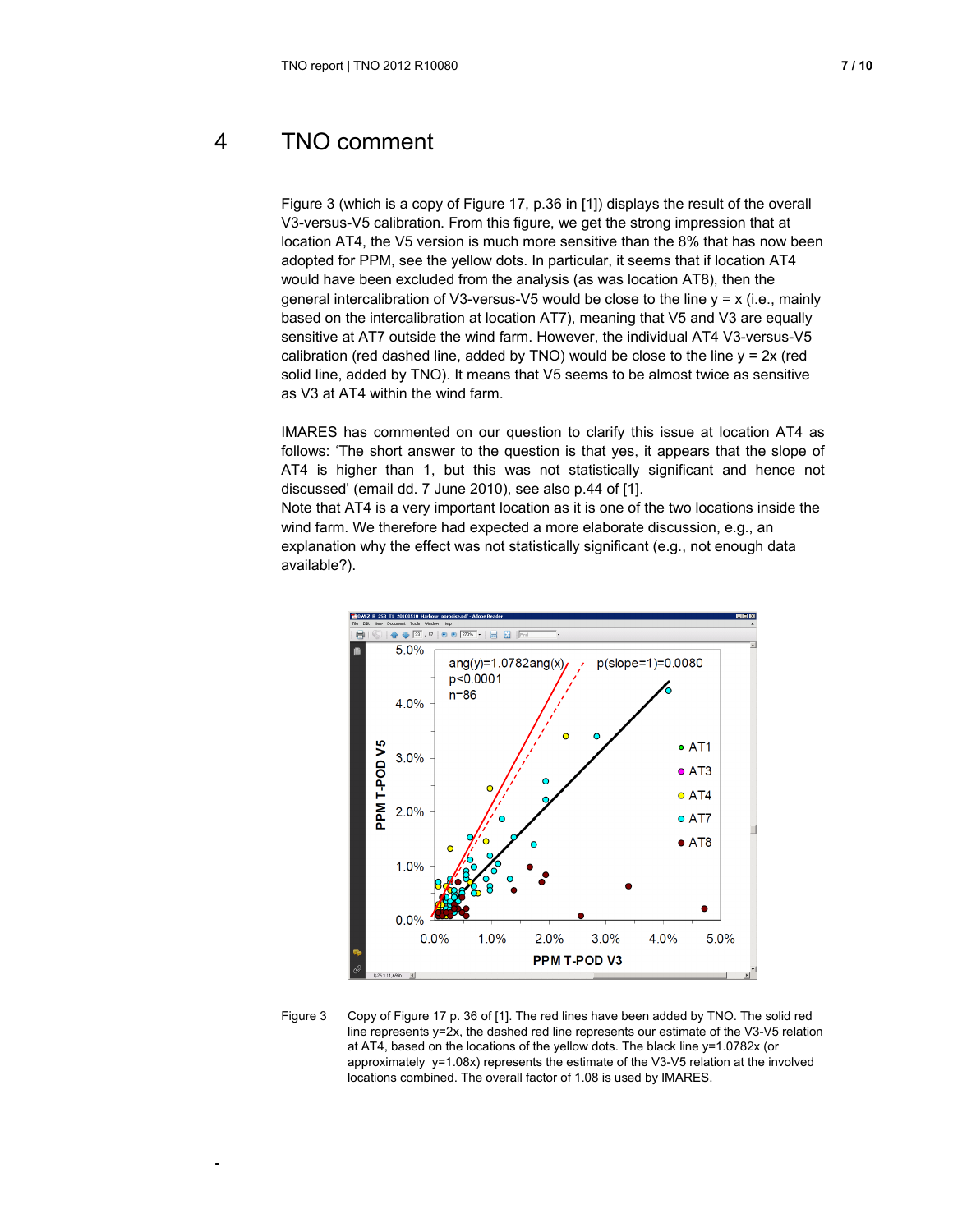# 4 TNO comment

Figure 3 (which is a copy of Figure 17, p.36 in [1]) displays the result of the overall V3-versus-V5 calibration. From this figure, we get the strong impression that at location AT4, the V5 version is much more sensitive than the 8% that has now been adopted for PPM, see the yellow dots. In particular, it seems that if location AT4 would have been excluded from the analysis (as was location AT8), then the general intercalibration of V3-versus-V5 would be close to the line y = x (i.e., mainly based on the intercalibration at location AT7), meaning that V5 and V3 are equally sensitive at AT7 outside the wind farm. However, the individual AT4 V3-versus-V5 calibration (red dashed line, added by TNO) would be close to the line y = 2x (red solid line, added by TNO). It means that V5 seems to be almost twice as sensitive as V3 at AT4 within the wind farm.

IMARES has commented on our question to clarify this issue at location AT4 as follows: 'The short answer to the question is that yes, it appears that the slope of AT4 is higher than 1, but this was not statistically significant and hence not discussed' (email dd. 7 June 2010), see also p.44 of [1].
Note that AT4 is a very important location as it is one of the two locations inside the wind farm. We therefore had expected a more elaborate discussion, e.g., an explanation why the effect was not statistically significant (e.g., not enough data available?).

Figure 3 Copy of Figure 17 p. 36 of [1]. The red lines have been added by TNO. The solid red line represents y=2x, the dashed red line represents our estimate of the V3-V5 relation at AT4, based on the locations of the yellow dots. The black line y=1.0782x (or approximately y=1.08x) represents the estimate of the V3-V5 relation at the involved locations combined. The overall factor of 1.08 is used by IMARES.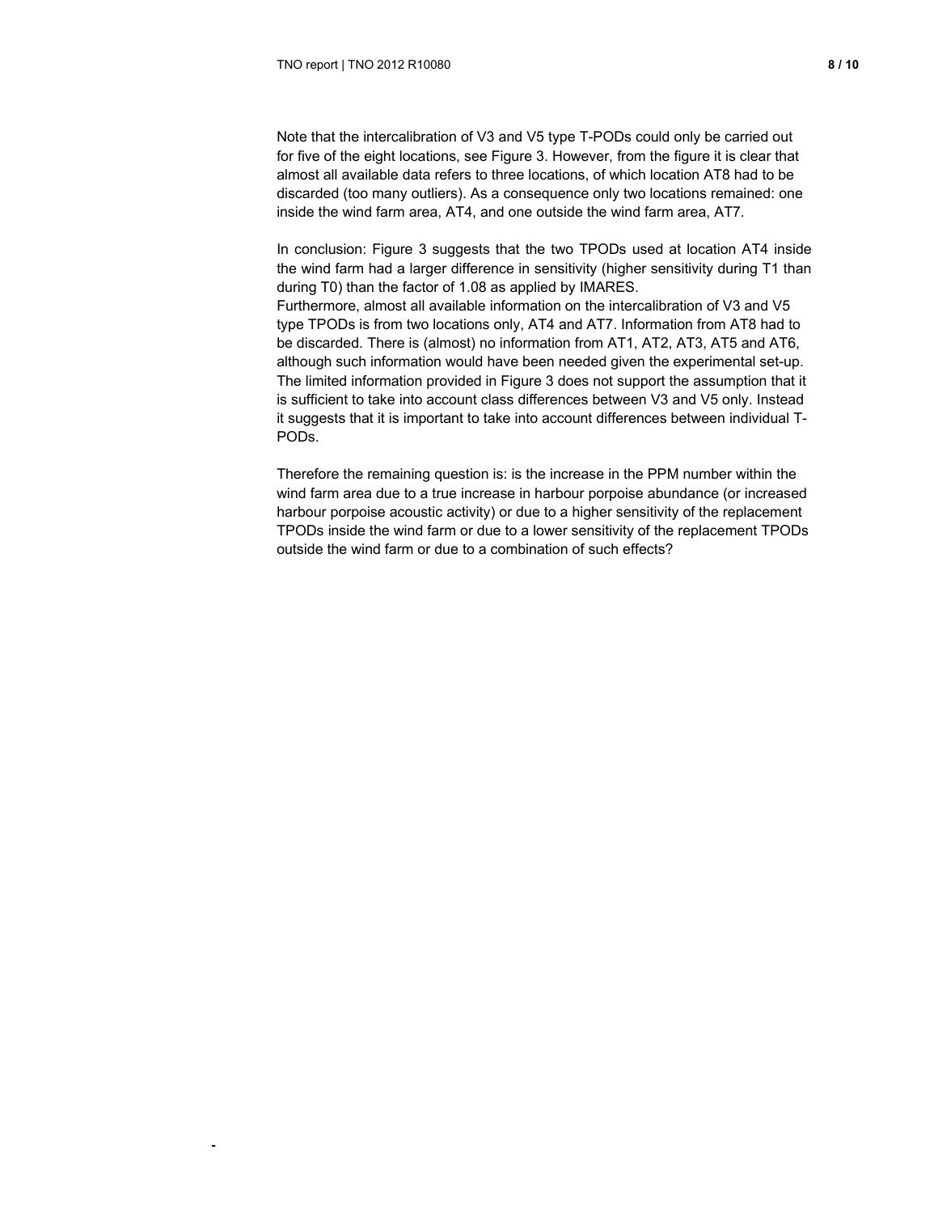Note that the intercalibration of V3 and V5 type T-PODs could only be carried out for five of the eight locations, see Figure 3. However, from the figure it is clear that almost all available data refers to three locations, of which location AT8 had to be discarded (too many outliers). As a consequence only two locations remained: one inside the wind farm area, AT4, and one outside the wind farm area, AT7.

In conclusion: Figure 3 suggests that the two TPODs used at location AT4 inside the wind farm had a larger difference in sensitivity (higher sensitivity during T1 than during T0) than the factor of 1.08 as applied by IMARES.
Furthermore, almost all available information on the intercalibration of V3 and V5 type TPODs is from two locations only, AT4 and AT7. Information from AT8 had to be discarded. There is (almost) no information from AT1, AT2, AT3, AT5 and AT6, although such information would have been needed given the experimental set-up. The limited information provided in Figure 3 does not support the assumption that it is sufficient to take into account class differences between V3 and V5 only. Instead it suggests that it is important to take into account differences between individual T-PODs.

Therefore the remaining question is: is the increase in the PPM number within the wind farm area due to a true increase in harbour porpoise abundance (or increased harbour porpoise acoustic activity) or due to a higher sensitivity of the replacement TPODs inside the wind farm or due to a lower sensitivity of the replacement TPODs outside the wind farm or due to a combination of such effects?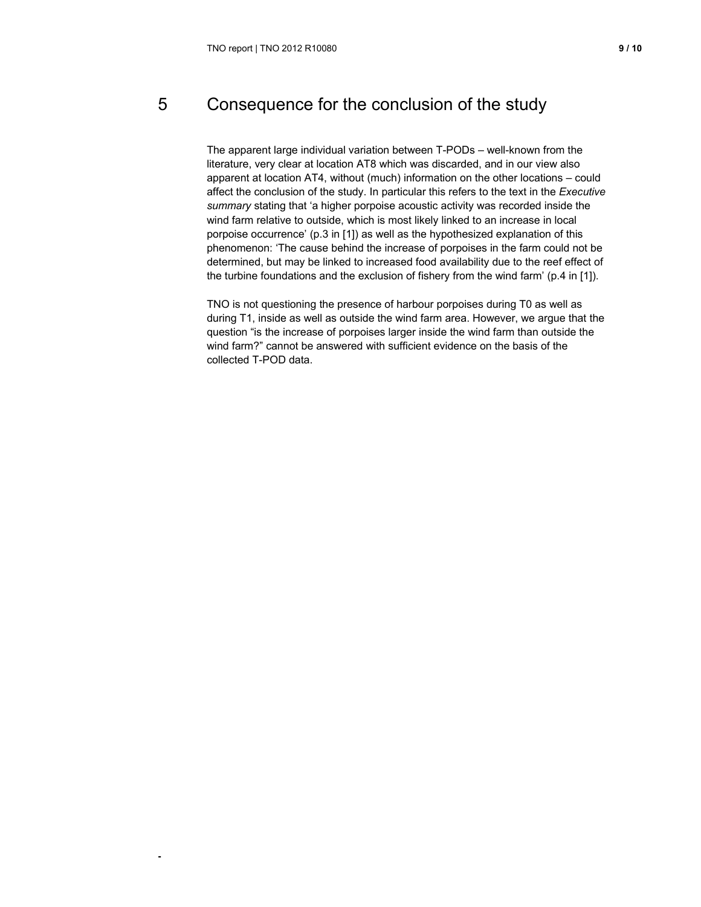# 5 Consequence for the conclusion of the study

The apparent large individual variation between T-PODs – well-known from the literature, very clear at location AT8 which was discarded, and in our view also apparent at location AT4, without (much) information on the other locations – could affect the conclusion of the study. In particular this refers to the text in the *Executive summary* stating that 'a higher porpoise acoustic activity was recorded inside the wind farm relative to outside, which is most likely linked to an increase in local porpoise occurrence' (p.3 in [1]) as well as the hypothesized explanation of this phenomenon: 'The cause behind the increase of porpoises in the farm could not be determined, but may be linked to increased food availability due to the reef effect of the turbine foundations and the exclusion of fishery from the wind farm' (p.4 in [1]).

TNO is not questioning the presence of harbour porpoises during T0 as well as during T1, inside as well as outside the wind farm area. However, we argue that the question "is the increase of porpoises larger inside the wind farm than outside the wind farm?" cannot be answered with sufficient evidence on the basis of the collected T-POD data.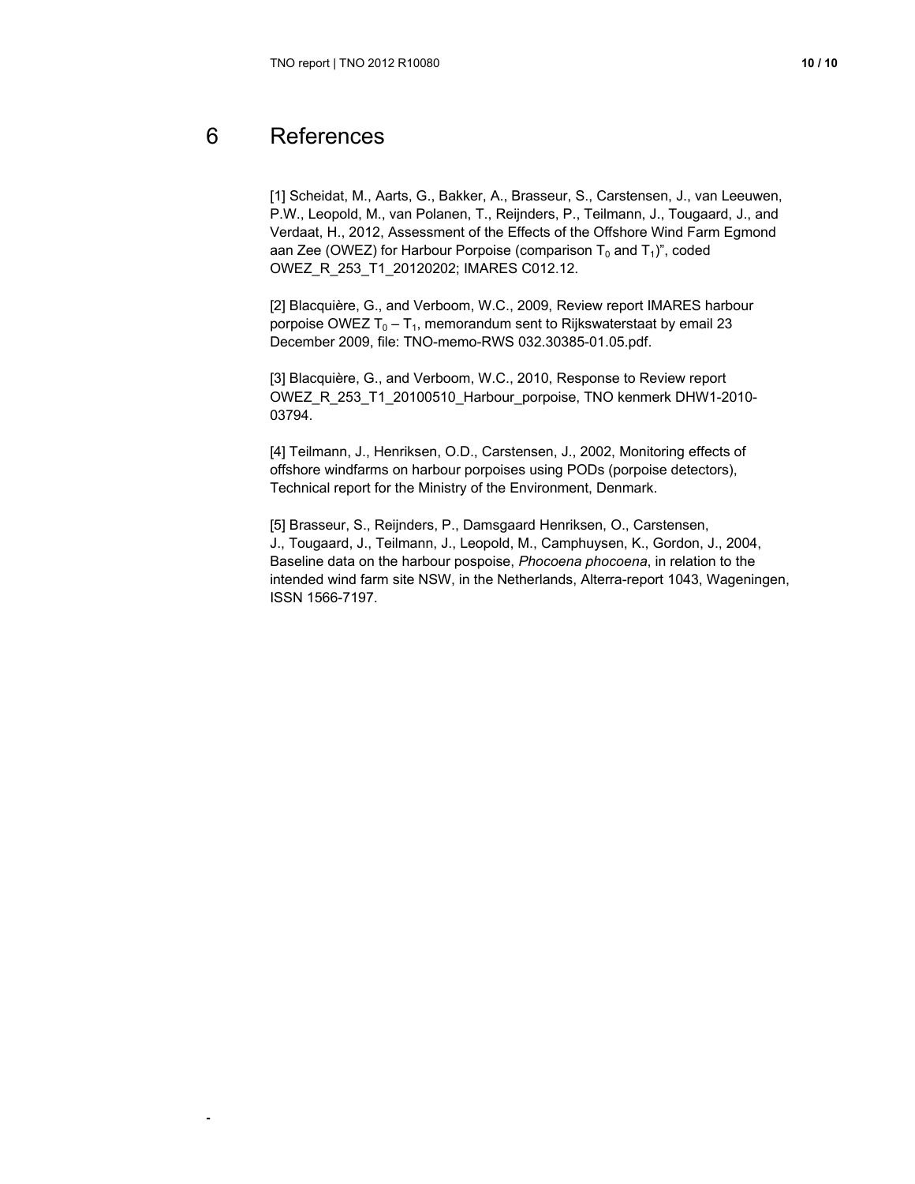# 6 References

[1] Scheidat, M., Aarts, G., Bakker, A., Brasseur, S., Carstensen, J., van Leeuwen, P.W., Leopold, M., van Polanen, T., Reijnders, P., Teilmann, J., Tougaard, J., and Verdaat, H., 2012, Assessment of the Effects of the Offshore Wind Farm Egmond aan Zee (OWEZ) for Harbour Porpoise (comparison $T_0$ and $T_1$)", coded OWEZ_R_253_T1_20120202; IMARES C012.12.

[2] Blacquière, G., and Verboom, W.C., 2009, Review report IMARES harbour porpoise OWEZ $T_0 – T_1$, memorandum sent to Rijkswaterstaat by email 23 December 2009, file: TNO-memo-RWS 032.30385-01.05.pdf.

[3] Blacquière, G., and Verboom, W.C., 2010, Response to Review report OWEZ_R_253_T1_20100510_Harbour_porpoise, TNO kenmerk DHW1-2010-03794.

[4] Teilmann, J., Henriksen, O.D., Carstensen, J., 2002, Monitoring effects of offshore windfarms on harbour porpoises using PODs (porpoise detectors), Technical report for the Ministry of the Environment, Denmark.

[5] Brasseur, S., Reijnders, P., Damsgaard Henriksen, O., Carstensen, J., Tougaard, J., Teilmann, J., Leopold, M., Camphuysen, K., Gordon, J., 2004, Baseline data on the harbour pospoise, *Phocoena phocoena*, in relation to the intended wind farm site NSW, in the Netherlands, Alterra-report 1043, Wageningen, ISSN 1566-7197.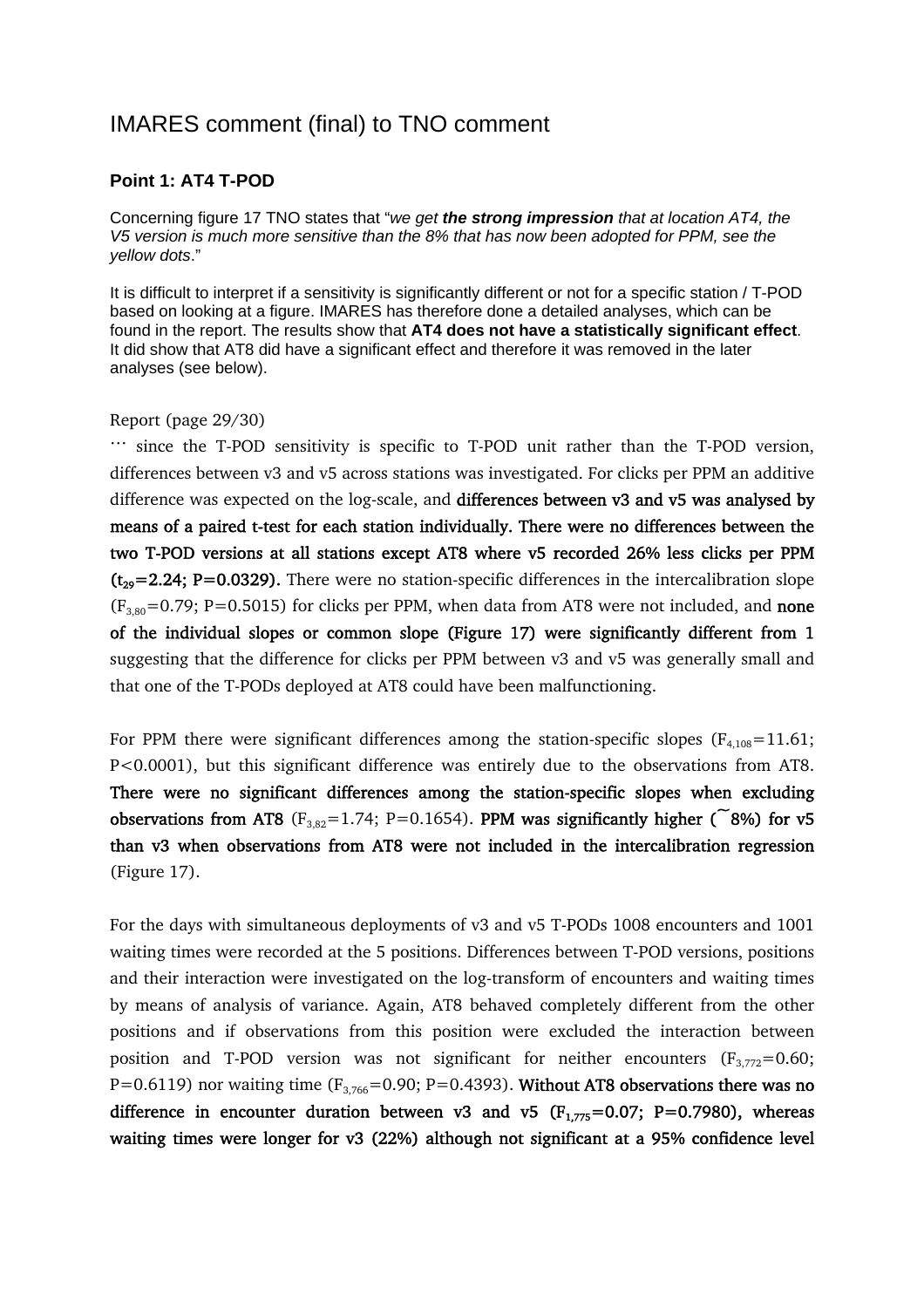# IMARES comment (final) to TNO comment

### Point 1: AT4 T-POD

Concerning figure 17 TNO states that "*we get **the strong impression** that at location AT4, the V5 version is much more sensitive than the 8% that has now been adopted for PPM, see the yellow dots*."

It is difficult to interpret if a sensitivity is significantly different or not for a specific station / T-POD based on looking at a figure. IMARES has therefore done a detailed analyses, which can be found in the report. The results show that **AT4 does not have a statistically significant effect**. It did show that AT8 did have a significant effect and therefore it was removed in the later analyses (see below).

Report (page 29/30)

… since the T-POD sensitivity is specific to T-POD unit rather than the T-POD version, differences between v3 and v5 across stations was investigated. For clicks per PPM an additive difference was expected on the log-scale, and **differences between v3 and v5 was analysed by means of a paired t-test for each station individually. There were no differences between the two T-POD versions at all stations except AT8 where v5 recorded 26% less clicks per PPM ($t_{29}$=2.24; P=0.0329).** There were no station-specific differences in the intercalibration slope ($F_{3,80}$=0.79; P=0.5015) for clicks per PPM, when data from AT8 were not included, and **none of the individual slopes or common slope (Figure 17) were significantly different from 1** suggesting that the difference for clicks per PPM between v3 and v5 was generally small and that one of the T-PODs deployed at AT8 could have been malfunctioning.

For PPM there were significant differences among the station-specific slopes ($F_{4,108}$=11.61; P<0.0001), but this significant difference was entirely due to the observations from AT8. **There were no significant differences among the station-specific slopes when excluding observations from AT8** ($F_{3,82}$=1.74; P=0.1654). **PPM was significantly higher (~8%) for v5 than v3 when observations from AT8 were not included in the intercalibration regression** (Figure 17).

For the days with simultaneous deployments of v3 and v5 T-PODs 1008 encounters and 1001 waiting times were recorded at the 5 positions. Differences between T-POD versions, positions and their interaction were investigated on the log-transform of encounters and waiting times by means of analysis of variance. Again, AT8 behaved completely different from the other positions and if observations from this position were excluded the interaction between position and T-POD version was not significant for neither encounters ($F_{3,772}$=0.60; P=0.6119) nor waiting time ($F_{3,766}$=0.90; P=0.4393). **Without AT8 observations there was no difference in encounter duration between v3 and v5 ($F_{1,775}$=0.07; P=0.7980), whereas waiting times were longer for v3 (22%) although not significant at a 95% confidence level**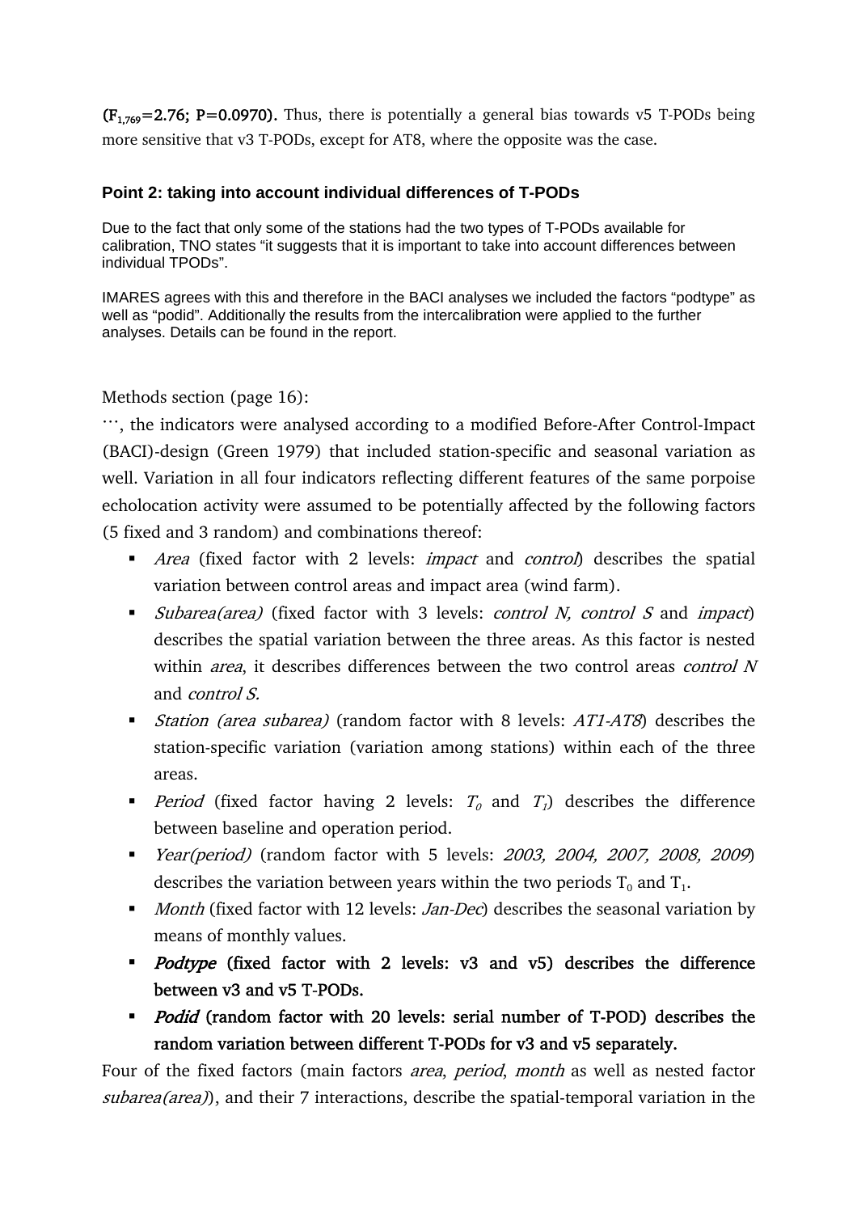**($F_{1,769}$=2.76; P=0.0970).** Thus, there is potentially a general bias towards v5 T-PODs being more sensitive that v3 T-PODs, except for AT8, where the opposite was the case.

### Point 2: taking into account individual differences of T-PODs

Due to the fact that only some of the stations had the two types of T-PODs available for calibration, TNO states "it suggests that it is important to take into account differences between individual TPODs".

IMARES agrees with this and therefore in the BACI analyses we included the factors "podtype" as well as "podid". Additionally the results from the intercalibration were applied to the further analyses. Details can be found in the report.

Methods section (page 16):

…, the indicators were analysed according to a modified Before-After Control-Impact (BACI)-design (Green 1979) that included station-specific and seasonal variation as well. Variation in all four indicators reflecting different features of the same porpoise echolocation activity were assumed to be potentially affected by the following factors (5 fixed and 3 random) and combinations thereof:

- *Area* (fixed factor with 2 levels: *impact* and *control*) describes the spatial variation between control areas and impact area (wind farm).
- *Subarea(area)* (fixed factor with 3 levels: *control N, control S* and *impact*) describes the spatial variation between the three areas. As this factor is nested within *area*, it describes differences between the two control areas *control N* and *control S.*
- *Station (area subarea)* (random factor with 8 levels: *AT1-AT8*) describes the station-specific variation (variation among stations) within each of the three areas.
- *Period* (fixed factor having 2 levels: $T_0$ and $T_1$) describes the difference between baseline and operation period.
- *Year(period)* (random factor with 5 levels: *2003, 2004, 2007, 2008, 2009*) describes the variation between years within the two periods $T_0$ and $T_1$.
- *Month* (fixed factor with 12 levels: *Jan-Dec*) describes the seasonal variation by means of monthly values.
- ***Podtype* (fixed factor with 2 levels: v3 and v5) describes the difference between v3 and v5 T-PODs.**
- ***Podid* (random factor with 20 levels: serial number of T-POD) describes the random variation between different T-PODs for v3 and v5 separately.**

Four of the fixed factors (main factors *area*, *period*, *month* as well as nested factor *subarea(area)*), and their 7 interactions, describe the spatial-temporal variation in the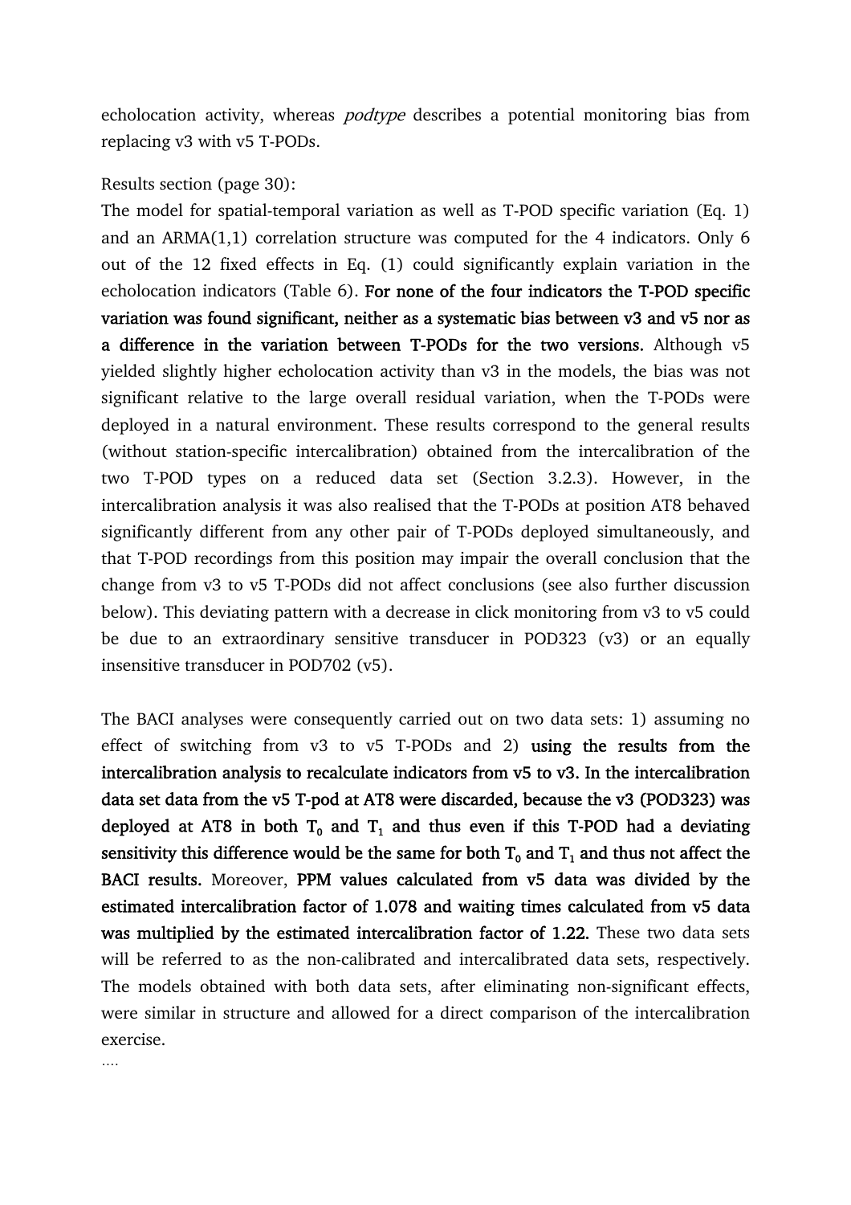echolocation activity, whereas *podtype* describes a potential monitoring bias from replacing v3 with v5 T-PODs.

Results section (page 30):

The model for spatial-temporal variation as well as T-POD specific variation (Eq. 1) and an ARMA(1,1) correlation structure was computed for the 4 indicators. Only 6 out of the 12 fixed effects in Eq. (1) could significantly explain variation in the echolocation indicators (Table 6). **For none of the four indicators the T-POD specific variation was found significant, neither as a systematic bias between v3 and v5 nor as a difference in the variation between T-PODs for the two versions.** Although v5 yielded slightly higher echolocation activity than v3 in the models, the bias was not significant relative to the large overall residual variation, when the T-PODs were deployed in a natural environment. These results correspond to the general results (without station-specific intercalibration) obtained from the intercalibration of the two T-POD types on a reduced data set (Section 3.2.3). However, in the intercalibration analysis it was also realised that the T-PODs at position AT8 behaved significantly different from any other pair of T-PODs deployed simultaneously, and that T-POD recordings from this position may impair the overall conclusion that the change from v3 to v5 T-PODs did not affect conclusions (see also further discussion below). This deviating pattern with a decrease in click monitoring from v3 to v5 could be due to an extraordinary sensitive transducer in POD323 (v3) or an equally insensitive transducer in POD702 (v5).

The BACI analyses were consequently carried out on two data sets: 1) assuming no effect of switching from v3 to v5 T-PODs and 2) **using the results from the intercalibration analysis to recalculate indicators from v5 to v3. In the intercalibration data set data from the v5 T-pod at AT8 were discarded, because the v3 (POD323) was deployed at AT8 in both $T_0$ and $T_1$ and thus even if this T-POD had a deviating sensitivity this difference would be the same for both $T_0$ and $T_1$ and thus not affect the BACI results.** Moreover, **PPM values calculated from v5 data was divided by the estimated intercalibration factor of 1.078 and waiting times calculated from v5 data was multiplied by the estimated intercalibration factor of 1.22.** These two data sets will be referred to as the non-calibrated and intercalibrated data sets, respectively. The models obtained with both data sets, after eliminating non-significant effects, were similar in structure and allowed for a direct comparison of the intercalibration exercise.

….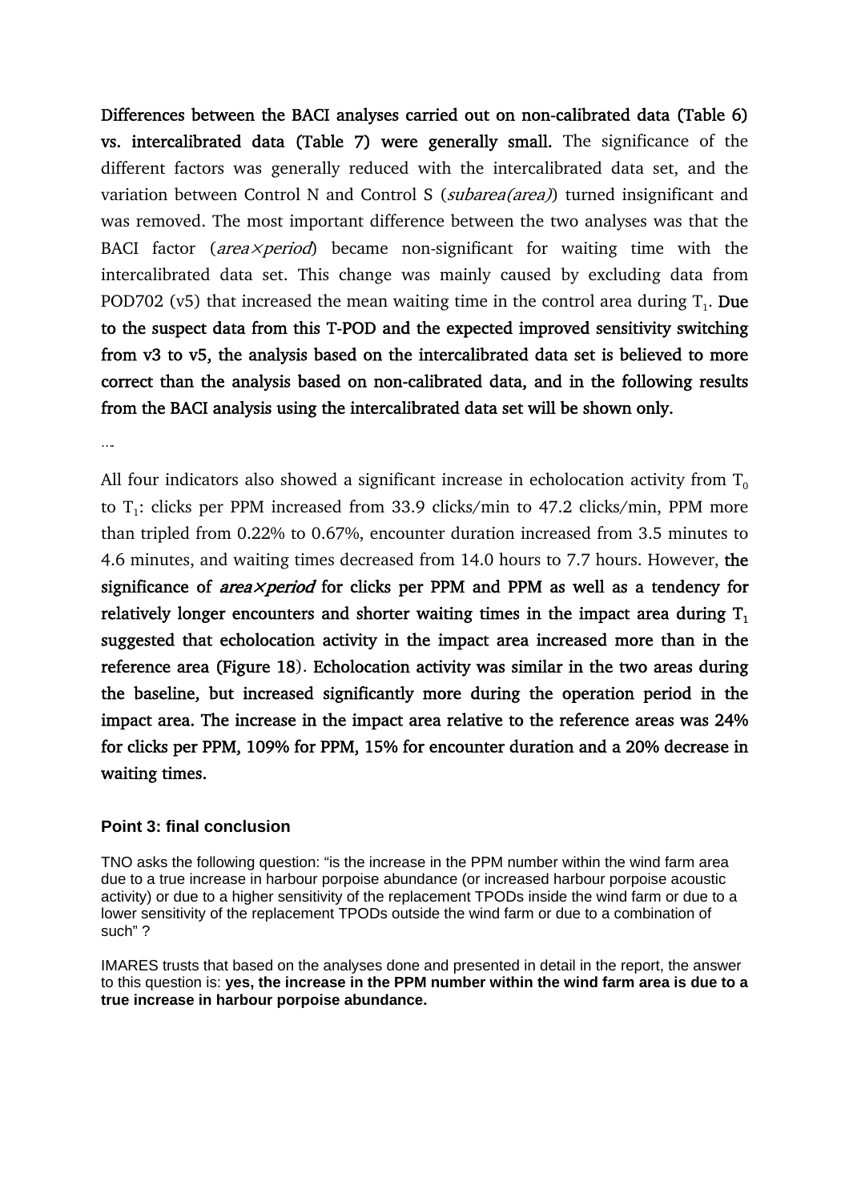**Differences between the BACI analyses carried out on non-calibrated data (Table 6) vs. intercalibrated data (Table 7) were generally small.** The significance of the different factors was generally reduced with the intercalibrated data set, and the variation between Control N and Control S (*subarea(area)*) turned insignificant and was removed. The most important difference between the two analyses was that the BACI factor (*area×period*) became non-significant for waiting time with the intercalibrated data set. This change was mainly caused by excluding data from POD702 (v5) that increased the mean waiting time in the control area during $T_1$. **Due to the suspect data from this T-POD and the expected improved sensitivity switching from v3 to v5, the analysis based on the intercalibrated data set is believed to more correct than the analysis based on non-calibrated data, and in the following results from the BACI analysis using the intercalibrated data set will be shown only.**

….

All four indicators also showed a significant increase in echolocation activity from $T_0$ to $T_1$: clicks per PPM increased from 33.9 clicks/min to 47.2 clicks/min, PPM more than tripled from 0.22% to 0.67%, encounter duration increased from 3.5 minutes to 4.6 minutes, and waiting times decreased from 14.0 hours to 7.7 hours. However, **the significance of *area×period* for clicks per PPM and PPM as well as a tendency for relatively longer encounters and shorter waiting times in the impact area during $T_1$ suggested that echolocation activity in the impact area increased more than in the reference area (Figure 18)**. **Echolocation activity was similar in the two areas during the baseline, but increased significantly more during the operation period in the impact area. The increase in the impact area relative to the reference areas was 24% for clicks per PPM, 109% for PPM, 15% for encounter duration and a 20% decrease in waiting times.**

## Point 3: final conclusion

TNO asks the following question: "is the increase in the PPM number within the wind farm area due to a true increase in harbour porpoise abundance (or increased harbour porpoise acoustic activity) or due to a higher sensitivity of the replacement TPODs inside the wind farm or due to a lower sensitivity of the replacement TPODs outside the wind farm or due to a combination of such" ?

IMARES trusts that based on the analyses done and presented in detail in the report, the answer to this question is: **yes, the increase in the PPM number within the wind farm area is due to a true increase in harbour porpoise abundance.**